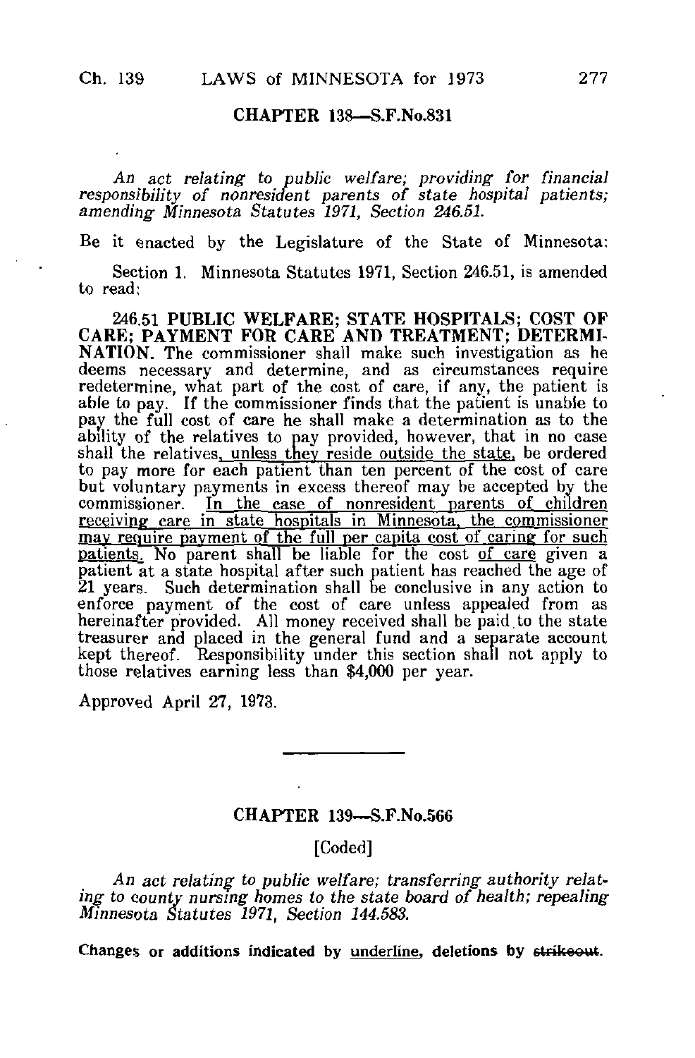## CHAPTER 138—S.F.No.831

*An act relating to public welfare; providing for financial responsibility of nonresident parents of state hospital patients; amending Minnesota Statutes 1971, Section 246.51.*

Be it enacted by the Legislature of the State of Minnesota:

Section 1. Minnesota Statutes 1971, Section 246.51, is amended to read:

246.51 **PUBLIC WELFARE; STATE HOSPITALS; COST OF CARE; PAYMENT FOR CARE AND TREATMENT; DETERMINATION.** The commissioner shall make such investigation as he deems necessary and determine, and as circumstances require redetermine, what part of the cost of care, if any, the patient is able to pay. If the commissioner finds that the patient is unable to pay the full cost of care he shall make a determination as to the ability of the relatives to pay provided, however, that in no case shall the relatives, <u>unless they reside outside the state,</u> be ordered to pay more for each patient than ten percent of the cost of care but voluntary payments in excess thereof may be accepted by the commissioner. <u>In the case of nonresident parents of children receiving care in state hospitals in Minnesota, the commissioner may require payment of the full per capita cost of caring for such patients.</u> No parent shall be liable for the cost <u>of care</u> given a patient at a state hospital after such patient has reached the age of 21 years. Such determination shall be conclusive in any action to enforce payment of the cost of care unless appealed from as hereinafter provided. All money received shall be paid to the state treasurer and placed in the general fund and a separate account kept thereof. Responsibility under this section shall not apply to those relatives earning less than $4,000 per year.

Approved April 27, 1973.

---

## CHAPTER 139—S.F.No.566

[Coded]

*An act relating to public welfare; transferring authority relating to county nursing homes to the state board of health; repealing Minnesota Statutes 1971, Section 144.583.*

**Changes or additions indicated by <u>underline</u>, deletions by ~~strikeout~~.**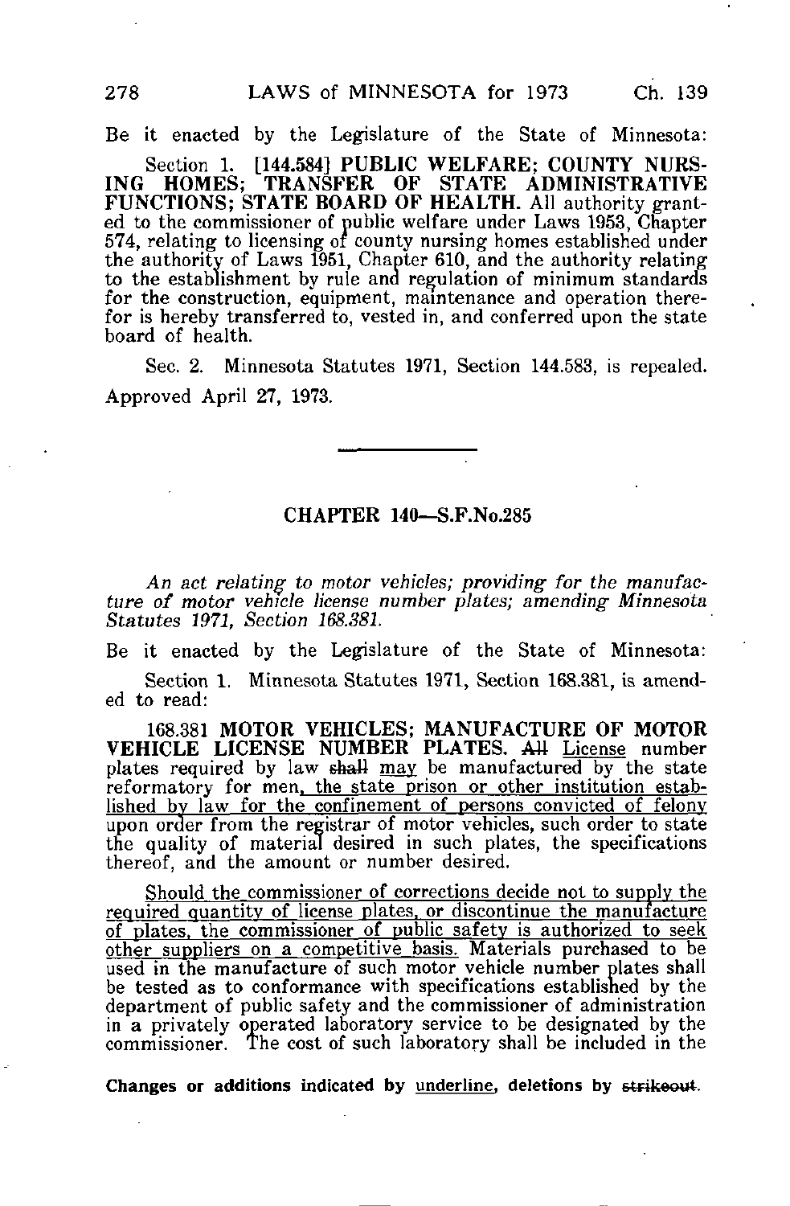Be it enacted by the Legislature of the State of Minnesota:

Section 1. [144.584] **PUBLIC WELFARE; COUNTY NURSING HOMES; TRANSFER OF STATE ADMINISTRATIVE FUNCTIONS; STATE BOARD OF HEALTH.** All authority granted to the commissioner of public welfare under Laws 1953, Chapter 574, relating to licensing of county nursing homes established under the authority of Laws 1951, Chapter 610, and the authority relating to the establishment by rule and regulation of minimum standards for the construction, equipment, maintenance and operation therefor is hereby transferred to, vested in, and conferred upon the state board of health.

Sec. 2. Minnesota Statutes 1971, Section 144.583, is repealed.

Approved April 27, 1973.

## CHAPTER 140—S.F.No.285

*An act relating to motor vehicles; providing for the manufacture of motor vehicle license number plates; amending Minnesota Statutes 1971, Section 168.381.*

Be it enacted by the Legislature of the State of Minnesota:

Section 1. Minnesota Statutes 1971, Section 168.381, is amended to read:

168.381 **MOTOR VEHICLES; MANUFACTURE OF MOTOR VEHICLE LICENSE NUMBER PLATES.** ~~All~~ <u>License</u> number plates required by law ~~shall~~ <u>may</u> be manufactured by the state reformatory for men<u>, the state prison or other institution established by law for the confinement of persons convicted of felony</u> upon order from the registrar of motor vehicles, such order to state the quality of material desired in such plates, the specifications thereof, and the amount or number desired.

<u>Should the commissioner of corrections decide not to supply the required quantity of license plates, or discontinue the manufacture of plates, the commissioner of public safety is authorized to seek other suppliers on a competitive basis.</u> Materials purchased to be used in the manufacture of such motor vehicle number plates shall be tested as to conformance with specifications established by the department of public safety and the commissioner of administration in a privately operated laboratory service to be designated by the commissioner. The cost of such laboratory shall be included in the

**Changes or additions indicated by <u>underline</u>, deletions by ~~strikeout~~.**